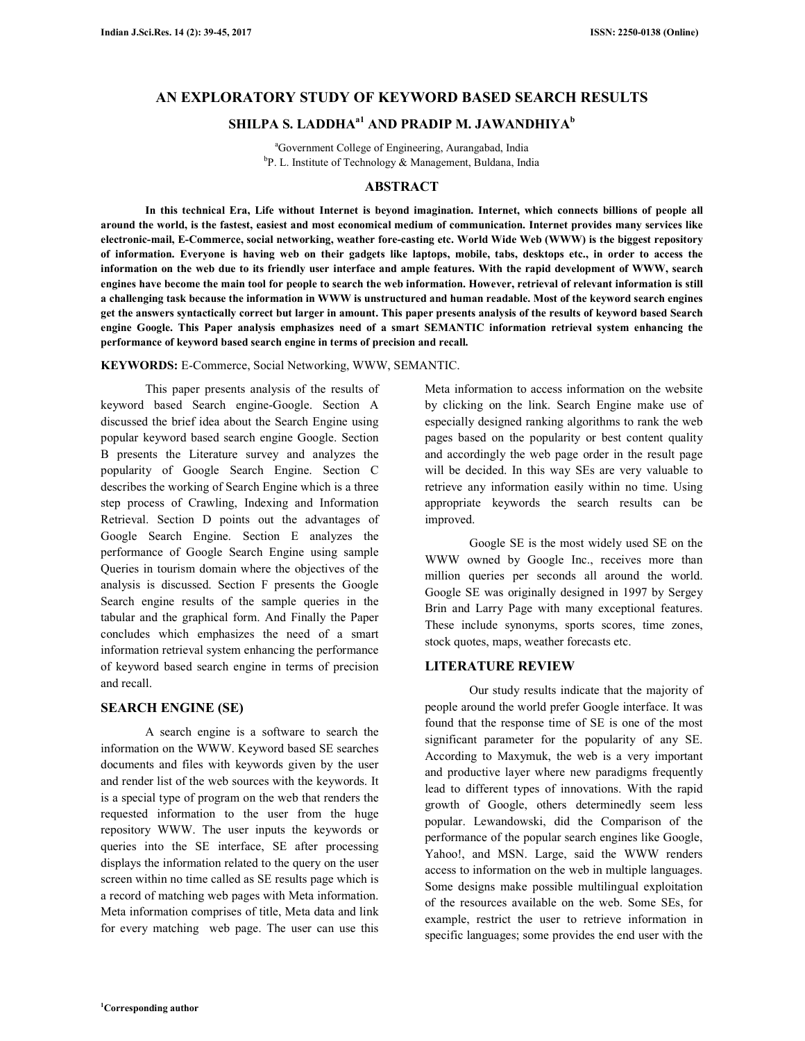# AN EXPLORATORY STUDY OF KEYWORD BASED SEARCH RESULTS

## SHILPA S. LADDHA[a1] AND PRADIP M. JAWANDHIYA[b]

[a]Government College of Engineering, Aurangabad, India
[b]P. L. Institute of Technology & Management, Buldana, India

## ABSTRACT

**In this technical Era, Life without Internet is beyond imagination. Internet, which connects billions of people all around the world, is the fastest, easiest and most economical medium of communication. Internet provides many services like electronic-mail, E-Commerce, social networking, weather fore-casting etc. World Wide Web (WWW) is the biggest repository of information. Everyone is having web on their gadgets like laptops, mobile, tabs, desktops etc., in order to access the information on the web due to its friendly user interface and ample features. With the rapid development of WWW, search engines have become the main tool for people to search the web information. However, retrieval of relevant information is still a challenging task because the information in WWW is unstructured and human readable. Most of the keyword search engines get the answers syntactically correct but larger in amount. This paper presents analysis of the results of keyword based Search engine Google. This Paper analysis emphasizes need of a smart SEMANTIC information retrieval system enhancing the performance of keyword based search engine in terms of precision and recall.**

**KEYWORDS:** E-Commerce, Social Networking, WWW, SEMANTIC.

This paper presents analysis of the results of keyword based Search engine-Google. Section A discussed the brief idea about the Search Engine using popular keyword based search engine Google. Section B presents the Literature survey and analyzes the popularity of Google Search Engine. Section C describes the working of Search Engine which is a three step process of Crawling, Indexing and Information Retrieval. Section D points out the advantages of Google Search Engine. Section E analyzes the performance of Google Search Engine using sample Queries in tourism domain where the objectives of the analysis is discussed. Section F presents the Google Search engine results of the sample queries in the tabular and the graphical form. And Finally the Paper concludes which emphasizes the need of a smart information retrieval system enhancing the performance of keyword based search engine in terms of precision and recall.

## SEARCH ENGINE (SE)

A search engine is a software to search the information on the WWW. Keyword based SE searches documents and files with keywords given by the user and render list of the web sources with the keywords. It is a special type of program on the web that renders the requested information to the user from the huge repository WWW. The user inputs the keywords or queries into the SE interface, SE after processing displays the information related to the query on the user screen within no time called as SE results page which is a record of matching web pages with Meta information. Meta information comprises of title, Meta data and link for every matching web page. The user can use this Meta information to access information on the website by clicking on the link. Search Engine make use of especially designed ranking algorithms to rank the web pages based on the popularity or best content quality and accordingly the web page order in the result page will be decided. In this way SEs are very valuable to retrieve any information easily within no time. Using appropriate keywords the search results can be improved.

Google SE is the most widely used SE on the WWW owned by Google Inc., receives more than million queries per seconds all around the world. Google SE was originally designed in 1997 by Sergey Brin and Larry Page with many exceptional features. These include synonyms, sports scores, time zones, stock quotes, maps, weather forecasts etc.

## LITERATURE REVIEW

Our study results indicate that the majority of people around the world prefer Google interface. It was found that the response time of SE is one of the most significant parameter for the popularity of any SE. According to Maxymuk, the web is a very important and productive layer where new paradigms frequently lead to different types of innovations. With the rapid growth of Google, others determinedly seem less popular. Lewandowski, did the Comparison of the performance of the popular search engines like Google, Yahoo!, and MSN. Large, said the WWW renders access to information on the web in multiple languages. Some designs make possible multilingual exploitation of the resources available on the web. Some SEs, for example, restrict the user to retrieve information in specific languages; some provides the end user with the

[1]Corresponding author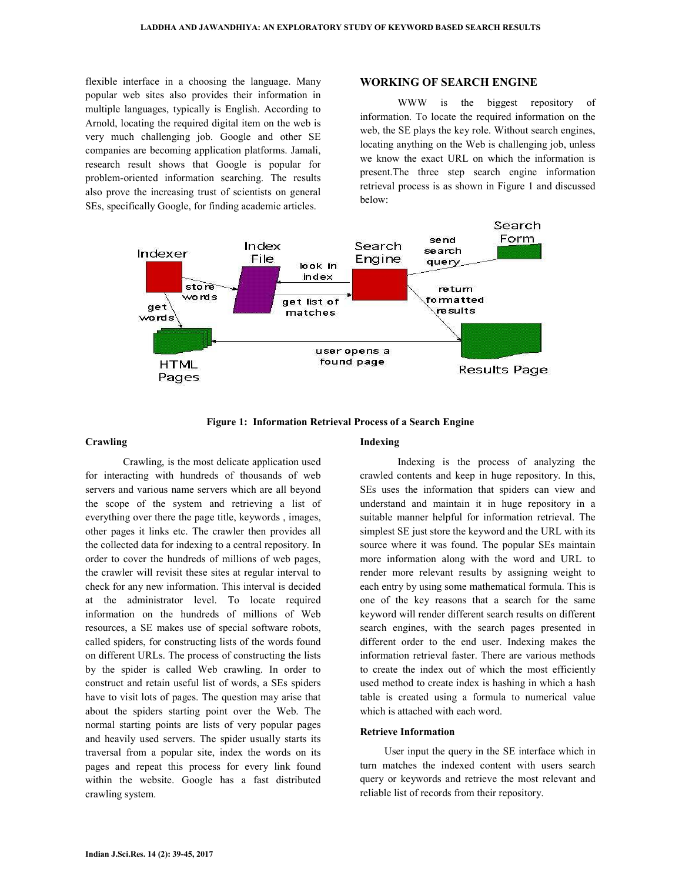flexible interface in a choosing the language. Many popular web sites also provides their information in multiple languages, typically is English. According to Arnold, locating the required digital item on the web is very much challenging job. Google and other SE companies are becoming application platforms. Jamali, research result shows that Google is popular for problem-oriented information searching. The results also prove the increasing trust of scientists on general SEs, specifically Google, for finding academic articles.

## WORKING OF SEARCH ENGINE

WWW is the biggest repository of information. To locate the required information on the web, the SE plays the key role. Without search engines, locating anything on the Web is challenging job, unless we know the exact URL on which the information is present.The three step search engine information retrieval process is as shown in Figure 1 and discussed below:

**Figure 1: Information Retrieval Process of a Search Engine**

### Crawling

Crawling, is the most delicate application used for interacting with hundreds of thousands of web servers and various name servers which are all beyond the scope of the system and retrieving a list of everything over there the page title, keywords , images, other pages it links etc. The crawler then provides all the collected data for indexing to a central repository. In order to cover the hundreds of millions of web pages, the crawler will revisit these sites at regular interval to check for any new information. This interval is decided at the administrator level. To locate required information on the hundreds of millions of Web resources, a SE makes use of special software robots, called spiders, for constructing lists of the words found on different URLs. The process of constructing the lists by the spider is called Web crawling. In order to construct and retain useful list of words, a SEs spiders have to visit lots of pages. The question may arise that about the spiders starting point over the Web. The normal starting points are lists of very popular pages and heavily used servers. The spider usually starts its traversal from a popular site, index the words on its pages and repeat this process for every link found within the website. Google has a fast distributed crawling system.

### Indexing

Indexing is the process of analyzing the crawled contents and keep in huge repository. In this, SEs uses the information that spiders can view and understand and maintain it in huge repository in a suitable manner helpful for information retrieval. The simplest SE just store the keyword and the URL with its source where it was found. The popular SEs maintain more information along with the word and URL to render more relevant results by assigning weight to each entry by using some mathematical formula. This is one of the key reasons that a search for the same keyword will render different search results on different search engines, with the search pages presented in different order to the end user. Indexing makes the information retrieval faster. There are various methods to create the index out of which the most efficiently used method to create index is hashing in which a hash table is created using a formula to numerical value which is attached with each word.

### Retrieve Information

User input the query in the SE interface which in turn matches the indexed content with users search query or keywords and retrieve the most relevant and reliable list of records from their repository.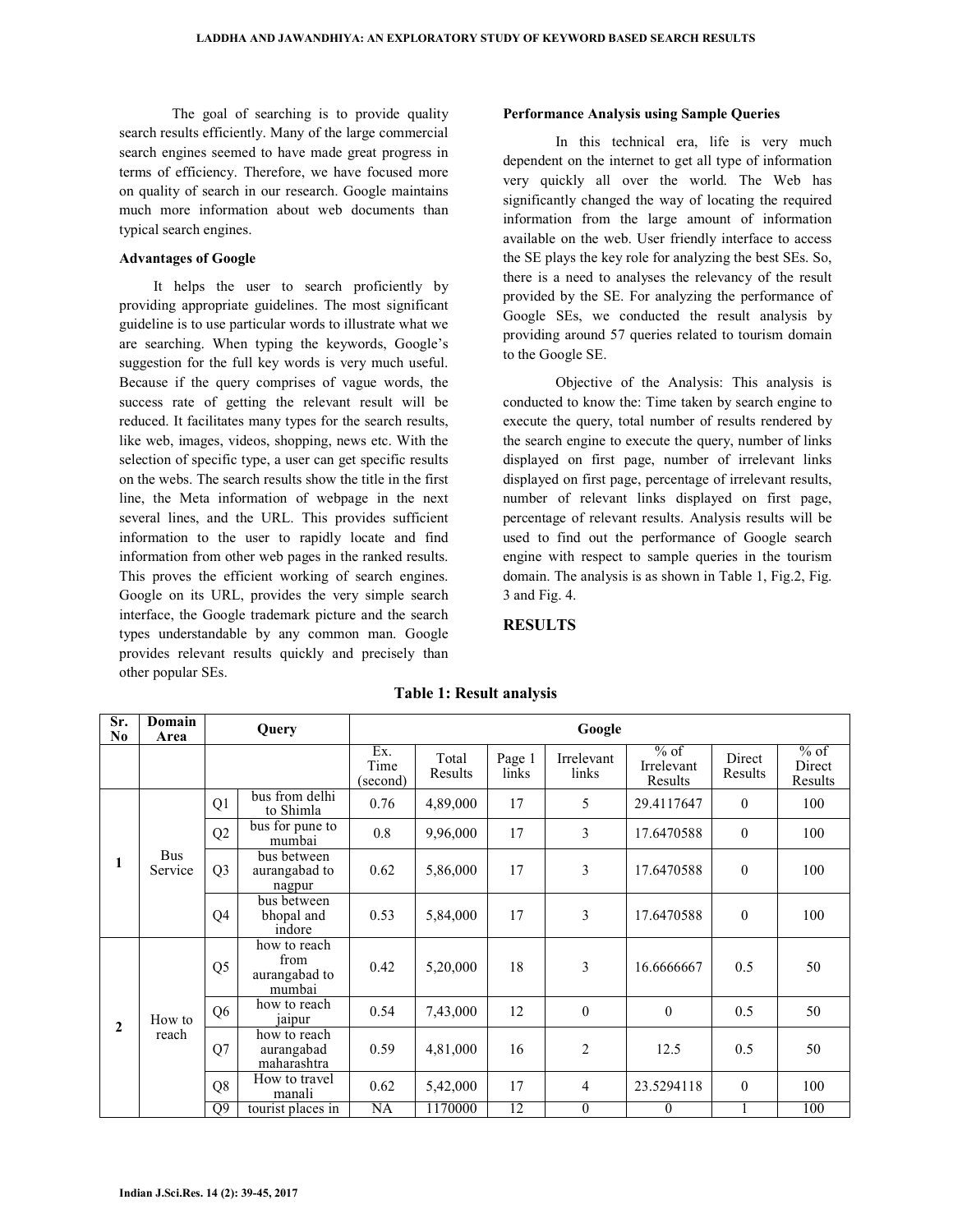The goal of searching is to provide quality search results efficiently. Many of the large commercial search engines seemed to have made great progress in terms of efficiency. Therefore, we have focused more on quality of search in our research. Google maintains much more information about web documents than typical search engines.

### Advantages of Google

It helps the user to search proficiently by providing appropriate guidelines. The most significant guideline is to use particular words to illustrate what we are searching. When typing the keywords, Google's suggestion for the full key words is very much useful. Because if the query comprises of vague words, the success rate of getting the relevant result will be reduced. It facilitates many types for the search results, like web, images, videos, shopping, news etc. With the selection of specific type, a user can get specific results on the webs. The search results show the title in the first line, the Meta information of webpage in the next several lines, and the URL. This provides sufficient information to the user to rapidly locate and find information from other web pages in the ranked results. This proves the efficient working of search engines. Google on its URL, provides the very simple search interface, the Google trademark picture and the search types understandable by any common man. Google provides relevant results quickly and precisely than other popular SEs.

### Performance Analysis using Sample Queries

In this technical era, life is very much dependent on the internet to get all type of information very quickly all over the world. The Web has significantly changed the way of locating the required information from the large amount of information available on the web. User friendly interface to access the SE plays the key role for analyzing the best SEs. So, there is a need to analyses the relevancy of the result provided by the SE. For analyzing the performance of Google SEs, we conducted the result analysis by providing around 57 queries related to tourism domain to the Google SE.

Objective of the Analysis: This analysis is conducted to know the: Time taken by search engine to execute the query, total number of results rendered by the search engine to execute the query, number of links displayed on first page, number of irrelevant links displayed on first page, percentage of irrelevant results, number of relevant links displayed on first page, percentage of relevant results. Analysis results will be used to find out the performance of Google search engine with respect to sample queries in the tourism domain. The analysis is as shown in Table 1, Fig.2, Fig. 3 and Fig. 4.

## RESULTS

**Table 1: Result analysis**

| Sr. No | Domain Area | Query | | Google | | | | | | |
|---|---|---|---|---|---|---|---|---|---|---|
| | | | | Ex. Time (second) | Total Results | Page 1 links | Irrelevant links | % of Irrelevant Results | Direct Results | % of Direct Results |
| 1 | Bus Service | Q1 | bus from delhi to Shimla | 0.76 | 4,89,000 | 17 | 5 | 29.4117647 | 0 | 100 |
| | | Q2 | bus for pune to mumbai | 0.8 | 9,96,000 | 17 | 3 | 17.6470588 | 0 | 100 |
| | | Q3 | bus between aurangabad to nagpur | 0.62 | 5,86,000 | 17 | 3 | 17.6470588 | 0 | 100 |
| | | Q4 | bus between bhopal and indore | 0.53 | 5,84,000 | 17 | 3 | 17.6470588 | 0 | 100 |
| 2 | How to reach | Q5 | how to reach from aurangabad to mumbai | 0.42 | 5,20,000 | 18 | 3 | 16.6666667 | 0.5 | 50 |
| | | Q6 | how to reach jaipur | 0.54 | 7,43,000 | 12 | 0 | 0 | 0.5 | 50 |
| | | Q7 | how to reach aurangabad maharashtra | 0.59 | 4,81,000 | 16 | 2 | 12.5 | 0.5 | 50 |
| | | Q8 | How to travel manali | 0.62 | 5,42,000 | 17 | 4 | 23.5294118 | 0 | 100 |
| | | Q9 | tourist places in | NA | 1170000 | 12 | 0 | 0 | 1 | 100 |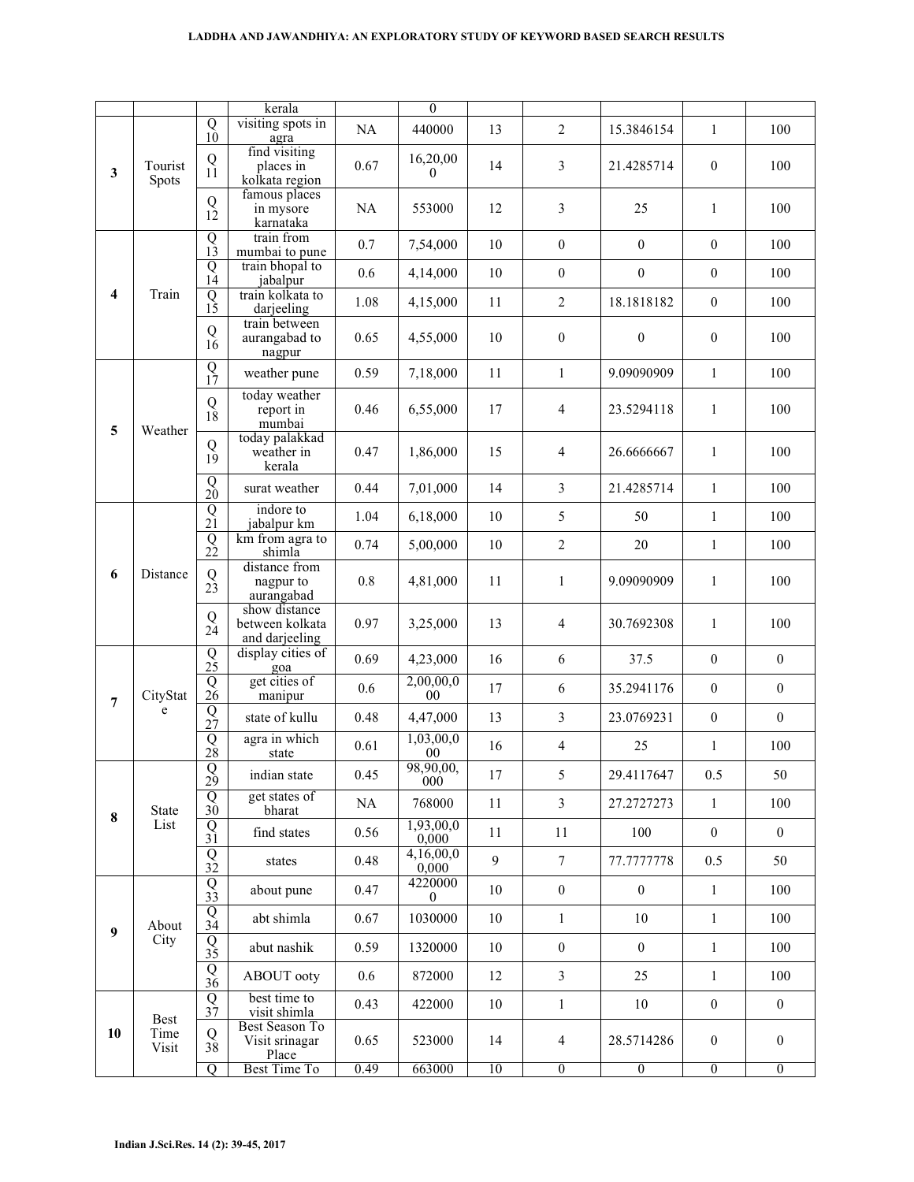| | | | kerala | | 0 | | | | | |
|---|---|---|---|---|---|---|---|---|---|---|
| 3 | Tourist Spots | Q 10 | visiting spots in agra | NA | 440000 | 13 | 2 | 15.3846154 | 1 | 100 |
| | | Q 11 | find visiting places in kolkata region | 0.67 | 16,20,00 0 | 14 | 3 | 21.4285714 | 0 | 100 |
| | | Q 12 | famous places in mysore karnataka | NA | 553000 | 12 | 3 | 25 | 1 | 100 |
| 4 | Train | Q 13 | train from mumbai to pune | 0.7 | 7,54,000 | 10 | 0 | 0 | 0 | 100 |
| | | Q 14 | train bhopal to jabalpur | 0.6 | 4,14,000 | 10 | 0 | 0 | 0 | 100 |
| | | Q 15 | train kolkata to darjeeling | 1.08 | 4,15,000 | 11 | 2 | 18.1818182 | 0 | 100 |
| | | Q 16 | train between aurangabad to nagpur | 0.65 | 4,55,000 | 10 | 0 | 0 | 0 | 100 |
| 5 | Weather | Q 17 | weather pune | 0.59 | 7,18,000 | 11 | 1 | 9.09090909 | 1 | 100 |
| | | Q 18 | today weather report in mumbai | 0.46 | 6,55,000 | 17 | 4 | 23.5294118 | 1 | 100 |
| | | Q 19 | today palakkad weather in kerala | 0.47 | 1,86,000 | 15 | 4 | 26.6666667 | 1 | 100 |
| | | Q 20 | surat weather | 0.44 | 7,01,000 | 14 | 3 | 21.4285714 | 1 | 100 |
| 6 | Distance | Q 21 | indore to jabalpur km | 1.04 | 6,18,000 | 10 | 5 | 50 | 1 | 100 |
| | | Q 22 | km from agra to shimla | 0.74 | 5,00,000 | 10 | 2 | 20 | 1 | 100 |
| | | Q 23 | distance from nagpur to aurangabad | 0.8 | 4,81,000 | 11 | 1 | 9.09090909 | 1 | 100 |
| | | Q 24 | show distance between kolkata and darjeeling | 0.97 | 3,25,000 | 13 | 4 | 30.7692308 | 1 | 100 |
| 7 | CityState | Q 25 | display cities of goa | 0.69 | 4,23,000 | 16 | 6 | 37.5 | 0 | 0 |
| | | Q 26 | get cities of manipur | 0.6 | 2,00,00,0 00 | 17 | 6 | 35.2941176 | 0 | 0 |
| | | Q 27 | state of kullu | 0.48 | 4,47,000 | 13 | 3 | 23.0769231 | 0 | 0 |
| | | Q 28 | agra in which state | 0.61 | 1,03,00,0 00 | 16 | 4 | 25 | 1 | 100 |
| 8 | State List | Q 29 | indian state | 0.45 | 98,90,00, 000 | 17 | 5 | 29.4117647 | 0.5 | 50 |
| | | Q 30 | get states of bharat | NA | 768000 | 11 | 3 | 27.2727273 | 1 | 100 |
| | | Q 31 | find states | 0.56 | 1,93,00,0 0,000 | 11 | 11 | 100 | 0 | 0 |
| | | Q 32 | states | 0.48 | 4,16,00,0 0,000 | 9 | 7 | 77.7777778 | 0.5 | 50 |
| 9 | About City | Q 33 | about pune | 0.47 | 4220000 0 | 10 | 0 | 0 | 1 | 100 |
| | | Q 34 | abt shimla | 0.67 | 1030000 | 10 | 1 | 10 | 1 | 100 |
| | | Q 35 | abut nashik | 0.59 | 1320000 | 10 | 0 | 0 | 1 | 100 |
| | | Q 36 | ABOUT ooty | 0.6 | 872000 | 12 | 3 | 25 | 1 | 100 |
| 10 | Best Time Visit | Q 37 | best time to visit shimla | 0.43 | 422000 | 10 | 1 | 10 | 0 | 0 |
| | | Q 38 | Best Season To Visit srinagar Place | 0.65 | 523000 | 14 | 4 | 28.5714286 | 0 | 0 |
| | | Q | Best Time To | 0.49 | 663000 | 10 | 0 | 0 | 0 | 0 |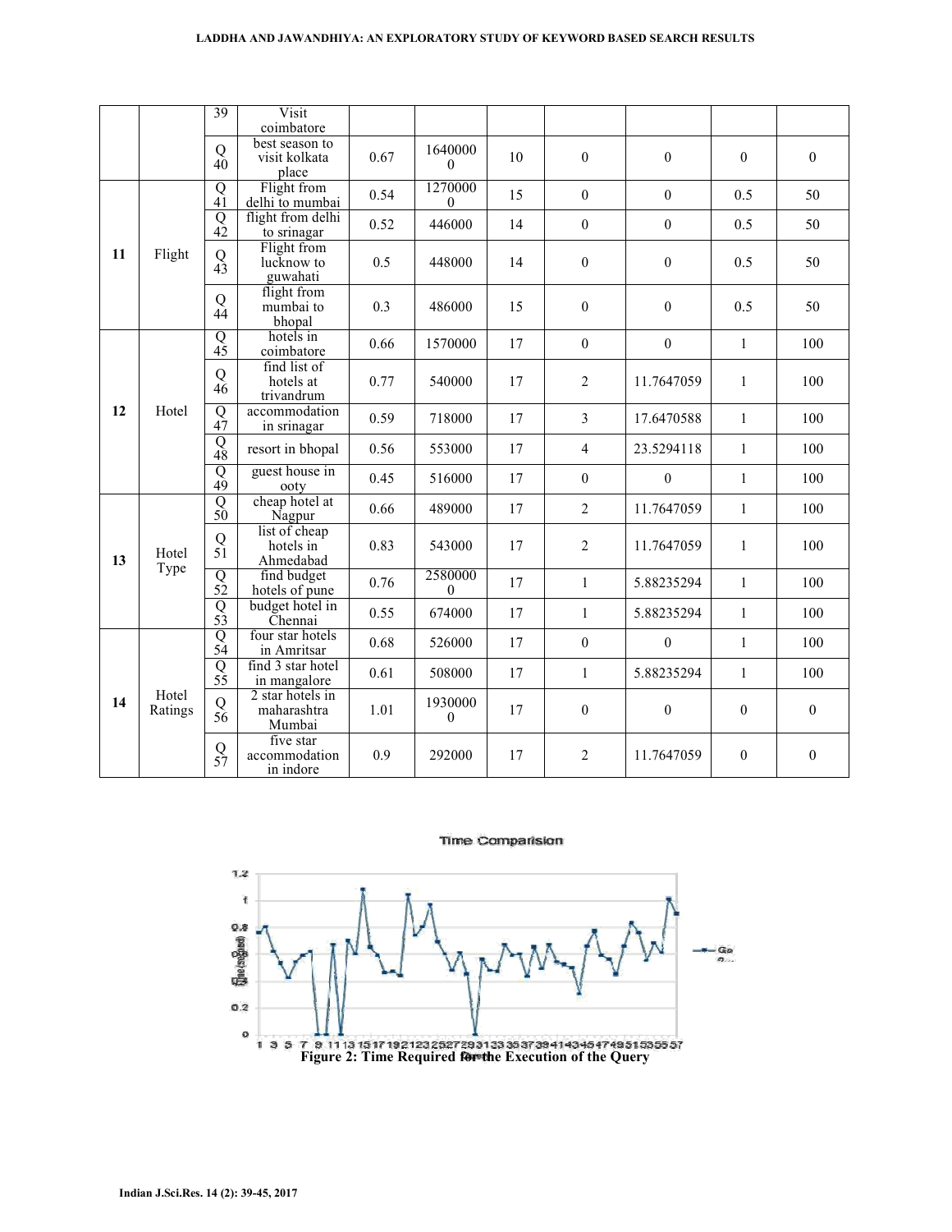| | | 39 | Visit coimbatore | | | | | | | |
|---|---|---|---|---|---|---|---|---|---|---|
| | | Q 40 | best season to visit kolkata place | 0.67 | 16400000 | 10 | 0 | 0 | 0 | 0 |
| 11 | Flight | Q 41 | Flight from delhi to mumbai | 0.54 | 12700000 | 15 | 0 | 0 | 0.5 | 50 |
| | | Q 42 | flight from delhi to srinagar | 0.52 | 446000 | 14 | 0 | 0 | 0.5 | 50 |
| | | Q 43 | Flight from lucknow to guwahati | 0.5 | 448000 | 14 | 0 | 0 | 0.5 | 50 |
| | | Q 44 | flight from mumbai to bhopal | 0.3 | 486000 | 15 | 0 | 0 | 0.5 | 50 |
| 12 | Hotel | Q 45 | hotels in coimbatore | 0.66 | 1570000 | 17 | 0 | 0 | 1 | 100 |
| | | Q 46 | find list of hotels at trivandrum | 0.77 | 540000 | 17 | 2 | 11.7647059 | 1 | 100 |
| | | Q 47 | accommodation in srinagar | 0.59 | 718000 | 17 | 3 | 17.6470588 | 1 | 100 |
| | | Q 48 | resort in bhopal | 0.56 | 553000 | 17 | 4 | 23.5294118 | 1 | 100 |
| | | Q 49 | guest house in ooty | 0.45 | 516000 | 17 | 0 | 0 | 1 | 100 |
| 13 | Hotel Type | Q 50 | cheap hotel at Nagpur | 0.66 | 489000 | 17 | 2 | 11.7647059 | 1 | 100 |
| | | Q 51 | list of cheap hotels in Ahmedabad | 0.83 | 543000 | 17 | 2 | 11.7647059 | 1 | 100 |
| | | Q 52 | find budget hotels of pune | 0.76 | 25800000 | 17 | 1 | 5.88235294 | 1 | 100 |
| | | Q 53 | budget hotel in Chennai | 0.55 | 674000 | 17 | 1 | 5.88235294 | 1 | 100 |
| 14 | Hotel Ratings | Q 54 | four star hotels in Amritsar | 0.68 | 526000 | 17 | 0 | 0 | 1 | 100 |
| | | Q 55 | find 3 star hotel in mangalore | 0.61 | 508000 | 17 | 1 | 5.88235294 | 1 | 100 |
| | | Q 56 | 2 star hotels in maharashtra Mumbai | 1.01 | 19300000 | 17 | 0 | 0 | 0 | 0 |
| | | Q 57 | five star accommodation in indore | 0.9 | 292000 | 17 | 2 | 11.7647059 | 0 | 0 |

Figure 2: Time Required for the Execution of the Query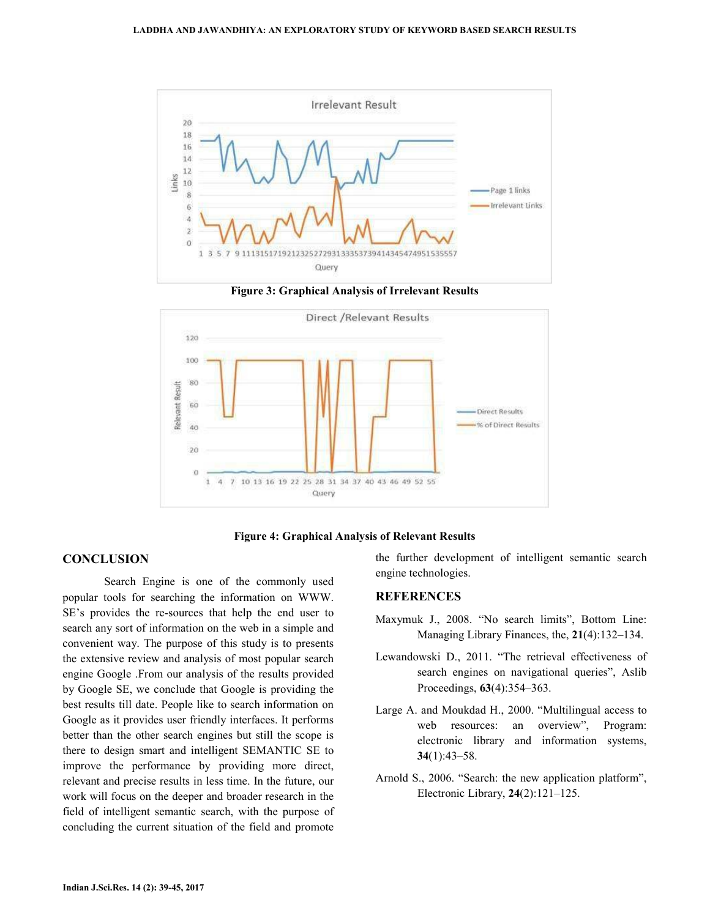Figure 3: Graphical Analysis of Irrelevant Results

Figure 4: Graphical Analysis of Relevant Results

## CONCLUSION

Search Engine is one of the commonly used popular tools for searching the information on WWW. SE's provides the re-sources that help the end user to search any sort of information on the web in a simple and convenient way. The purpose of this study is to presents the extensive review and analysis of most popular search engine Google .From our analysis of the results provided by Google SE, we conclude that Google is providing the best results till date. People like to search information on Google as it provides user friendly interfaces. It performs better than the other search engines but still the scope is there to design smart and intelligent SEMANTIC SE to improve the performance by providing more direct, relevant and precise results in less time. In the future, our work will focus on the deeper and broader research in the field of intelligent semantic search, with the purpose of concluding the current situation of the field and promote the further development of intelligent semantic search engine technologies.

## REFERENCES

Maxymuk J., 2008. "No search limits", Bottom Line: Managing Library Finances, the, **21**(4):132–134.

Lewandowski D., 2011. "The retrieval effectiveness of search engines on navigational queries", Aslib Proceedings, **63**(4):354–363.

Large A. and Moukdad H., 2000. "Multilingual access to web resources: an overview", Program: electronic library and information systems, **34**(1):43–58.

Arnold S., 2006. "Search: the new application platform", Electronic Library, **24**(2):121–125.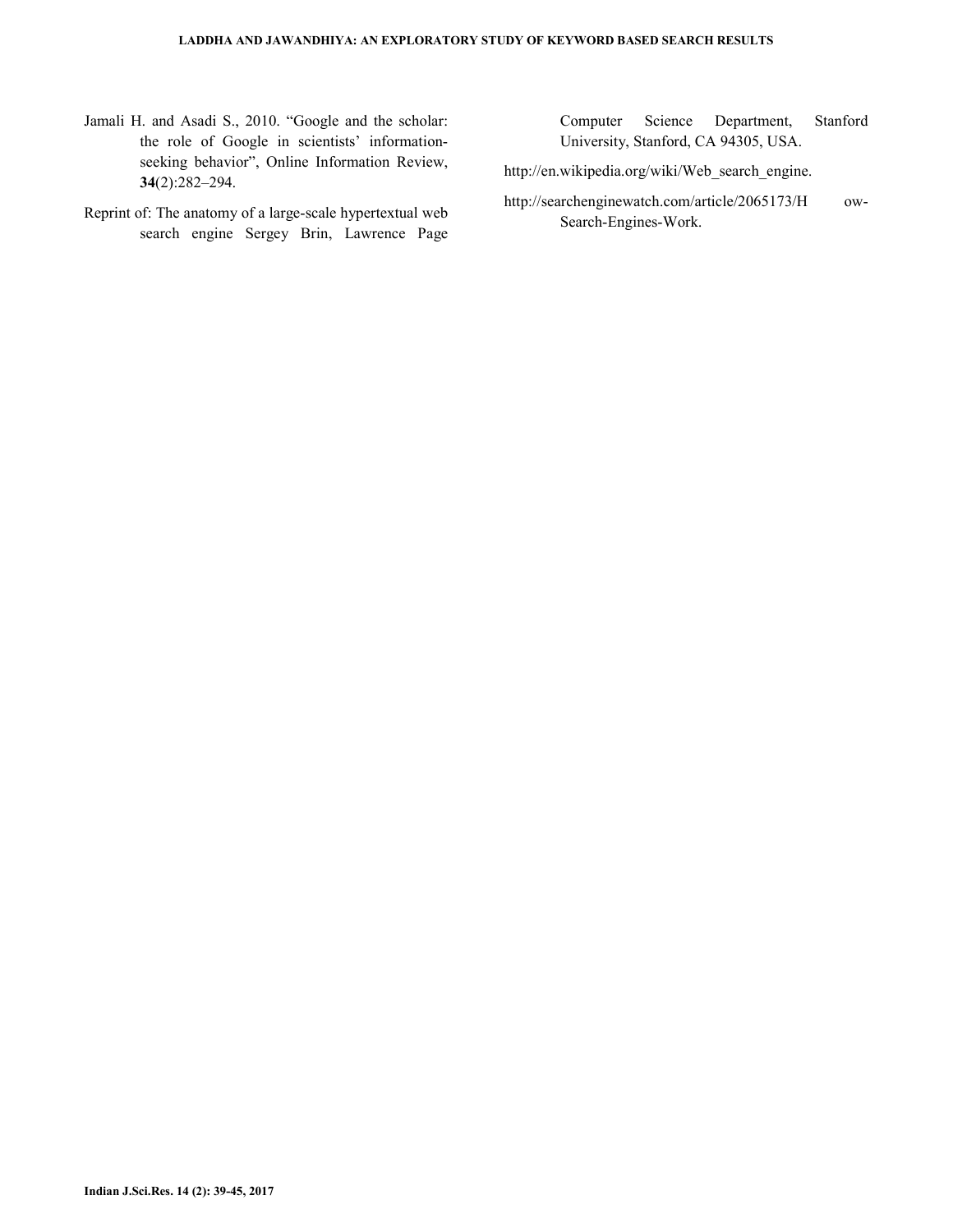Jamali H. and Asadi S., 2010. "Google and the scholar: the role of Google in scientists' information-seeking behavior", Online Information Review, **34**(2):282–294.

Reprint of: The anatomy of a large-scale hypertextual web search engine Sergey Brin, Lawrence Page Computer Science Department, Stanford University, Stanford, CA 94305, USA.

http://en.wikipedia.org/wiki/Web_search_engine.

http://searchenginewatch.com/article/2065173/How-Search-Engines-Work.